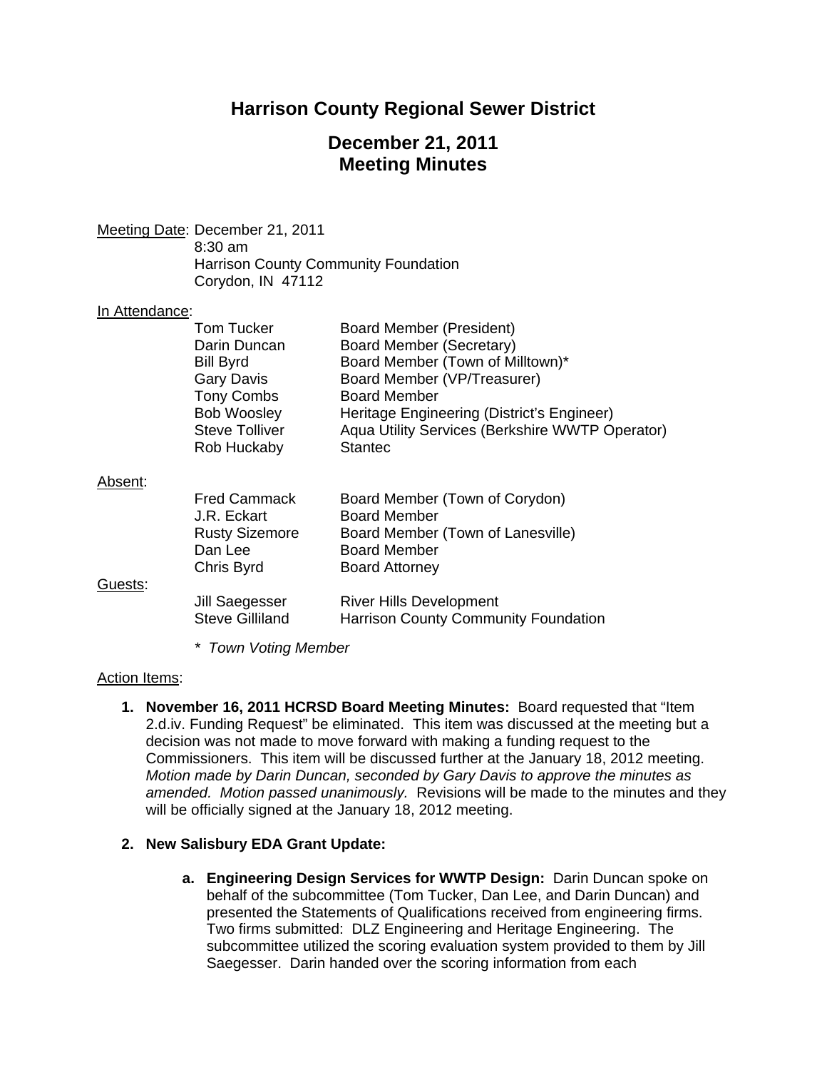# Harrison County Regional Sewer District

## December 21, 2011
## Meeting Minutes

Meeting Date: December 21, 2011
8:30 am
Harrison County Community Foundation
Corydon, IN 47112

In Attendance:

| | |
|---|---|
| Tom Tucker | Board Member (President) |
| Darin Duncan | Board Member (Secretary) |
| Bill Byrd | Board Member (Town of Milltown)* |
| Gary Davis | Board Member (VP/Treasurer) |
| Tony Combs | Board Member |
| Bob Woosley | Heritage Engineering (District's Engineer) |
| Steve Tolliver | Aqua Utility Services (Berkshire WWTP Operator) |
| Rob Huckaby | Stantec |

Absent:

| | |
|---|---|
| Fred Cammack | Board Member (Town of Corydon) |
| J.R. Eckart | Board Member |
| Rusty Sizemore | Board Member (Town of Lanesville) |
| Dan Lee | Board Member |
| Chris Byrd | Board Attorney |

Guests:

| | |
|---|---|
| Jill Saegesser | River Hills Development |
| Steve Gilliland | Harrison County Community Foundation |

*\* Town Voting Member*

Action Items:

1. **November 16, 2011 HCRSD Board Meeting Minutes:** Board requested that "Item 2.d.iv. Funding Request" be eliminated. This item was discussed at the meeting but a decision was not made to move forward with making a funding request to the Commissioners. This item will be discussed further at the January 18, 2012 meeting. *Motion made by Darin Duncan, seconded by Gary Davis to approve the minutes as amended. Motion passed unanimously.* Revisions will be made to the minutes and they will be officially signed at the January 18, 2012 meeting.

2. **New Salisbury EDA Grant Update:**

   a. **Engineering Design Services for WWTP Design:** Darin Duncan spoke on behalf of the subcommittee (Tom Tucker, Dan Lee, and Darin Duncan) and presented the Statements of Qualifications received from engineering firms. Two firms submitted: DLZ Engineering and Heritage Engineering. The subcommittee utilized the scoring evaluation system provided to them by Jill Saegesser. Darin handed over the scoring information from each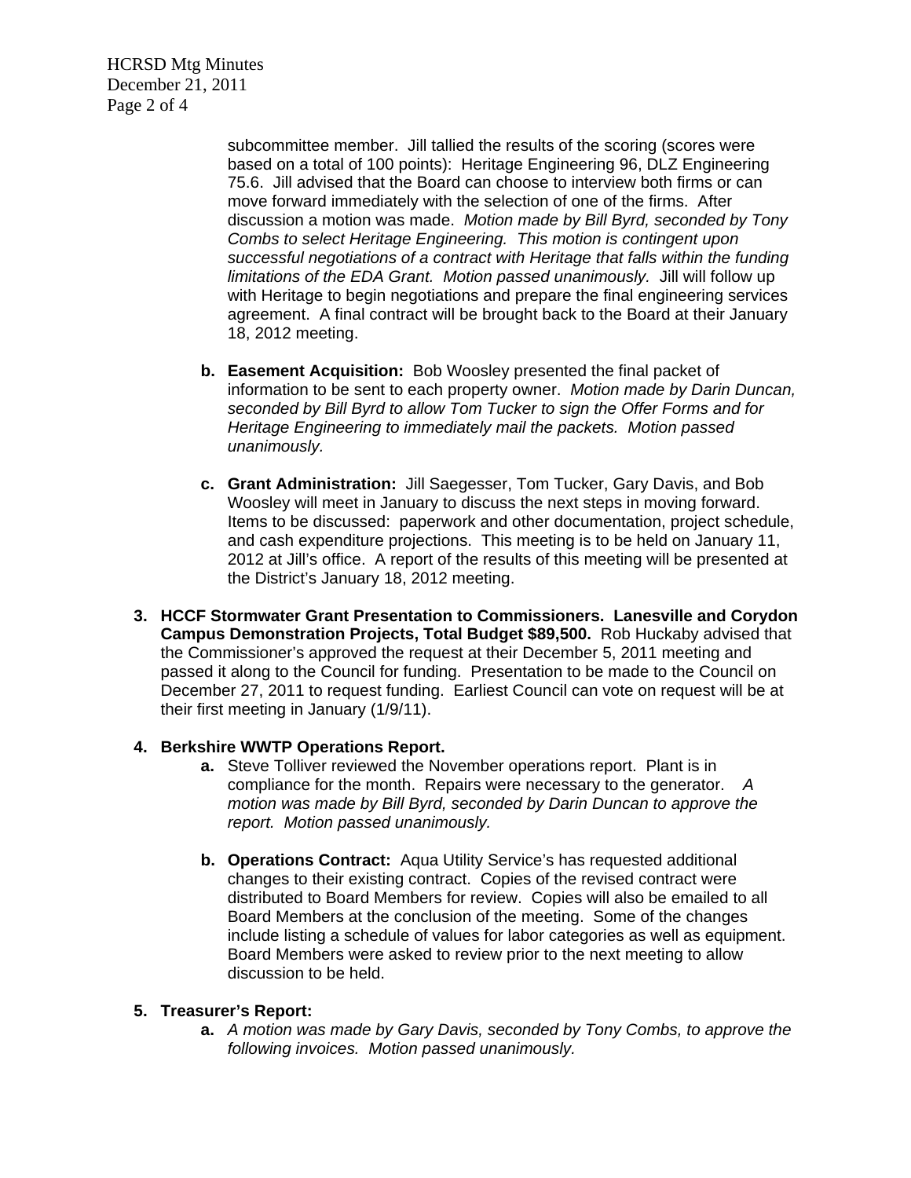subcommittee member. Jill tallied the results of the scoring (scores were based on a total of 100 points): Heritage Engineering 96, DLZ Engineering 75.6. Jill advised that the Board can choose to interview both firms or can move forward immediately with the selection of one of the firms. After discussion a motion was made. *Motion made by Bill Byrd, seconded by Tony Combs to select Heritage Engineering. This motion is contingent upon successful negotiations of a contract with Heritage that falls within the funding limitations of the EDA Grant. Motion passed unanimously.* Jill will follow up with Heritage to begin negotiations and prepare the final engineering services agreement. A final contract will be brought back to the Board at their January 18, 2012 meeting.

b. **Easement Acquisition:** Bob Woosley presented the final packet of information to be sent to each property owner. *Motion made by Darin Duncan, seconded by Bill Byrd to allow Tom Tucker to sign the Offer Forms and for Heritage Engineering to immediately mail the packets. Motion passed unanimously.*

c. **Grant Administration:** Jill Saegesser, Tom Tucker, Gary Davis, and Bob Woosley will meet in January to discuss the next steps in moving forward. Items to be discussed: paperwork and other documentation, project schedule, and cash expenditure projections. This meeting is to be held on January 11, 2012 at Jill's office. A report of the results of this meeting will be presented at the District's January 18, 2012 meeting.

3. **HCCF Stormwater Grant Presentation to Commissioners. Lanesville and Corydon Campus Demonstration Projects, Total Budget $89,500.** Rob Huckaby advised that the Commissioner's approved the request at their December 5, 2011 meeting and passed it along to the Council for funding. Presentation to be made to the Council on December 27, 2011 to request funding. Earliest Council can vote on request will be at their first meeting in January (1/9/11).

4. **Berkshire WWTP Operations Report.**

   a. Steve Tolliver reviewed the November operations report. Plant is in compliance for the month. Repairs were necessary to the generator. *A motion was made by Bill Byrd, seconded by Darin Duncan to approve the report. Motion passed unanimously.*

   b. **Operations Contract:** Aqua Utility Service's has requested additional changes to their existing contract. Copies of the revised contract were distributed to Board Members for review. Copies will also be emailed to all Board Members at the conclusion of the meeting. Some of the changes include listing a schedule of values for labor categories as well as equipment. Board Members were asked to review prior to the next meeting to allow discussion to be held.

5. **Treasurer's Report:**

   a. *A motion was made by Gary Davis, seconded by Tony Combs, to approve the following invoices. Motion passed unanimously.*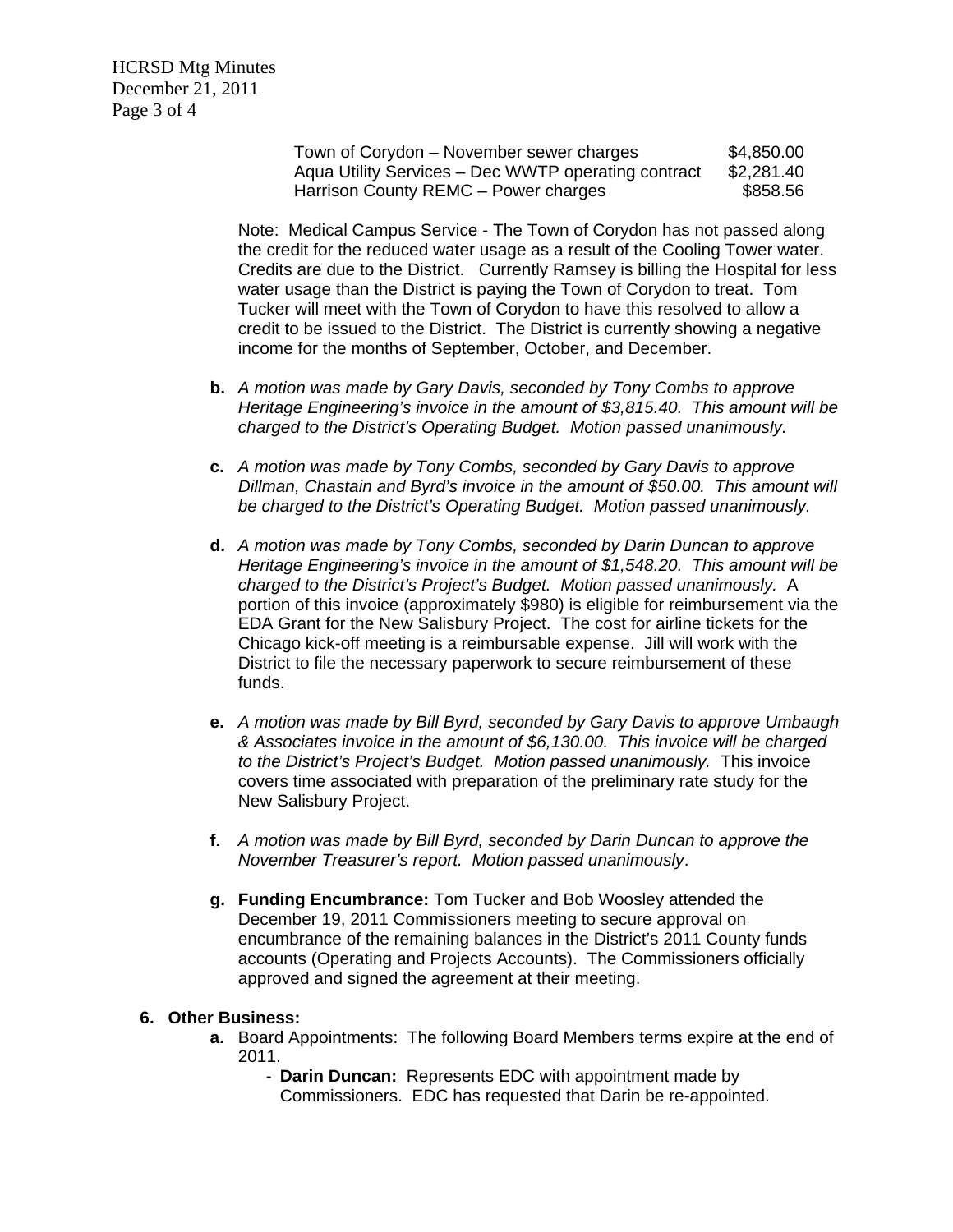| | |
|---|---|
| Town of Corydon – November sewer charges | $4,850.00 |
| Aqua Utility Services – Dec WWTP operating contract | $2,281.40 |
| Harrison County REMC – Power charges | $858.56 |

Note: Medical Campus Service - The Town of Corydon has not passed along the credit for the reduced water usage as a result of the Cooling Tower water. Credits are due to the District. Currently Ramsey is billing the Hospital for less water usage than the District is paying the Town of Corydon to treat. Tom Tucker will meet with the Town of Corydon to have this resolved to allow a credit to be issued to the District. The District is currently showing a negative income for the months of September, October, and December.

**b.** *A motion was made by Gary Davis, seconded by Tony Combs to approve Heritage Engineering's invoice in the amount of $3,815.40. This amount will be charged to the District's Operating Budget. Motion passed unanimously.*

**c.** *A motion was made by Tony Combs, seconded by Gary Davis to approve Dillman, Chastain and Byrd's invoice in the amount of $50.00. This amount will be charged to the District's Operating Budget. Motion passed unanimously.*

**d.** *A motion was made by Tony Combs, seconded by Darin Duncan to approve Heritage Engineering's invoice in the amount of $1,548.20. This amount will be charged to the District's Project's Budget. Motion passed unanimously.* A portion of this invoice (approximately $980) is eligible for reimbursement via the EDA Grant for the New Salisbury Project. The cost for airline tickets for the Chicago kick-off meeting is a reimbursable expense. Jill will work with the District to file the necessary paperwork to secure reimbursement of these funds.

**e.** *A motion was made by Bill Byrd, seconded by Gary Davis to approve Umbaugh & Associates invoice in the amount of $6,130.00. This invoice will be charged to the District's Project's Budget. Motion passed unanimously.* This invoice covers time associated with preparation of the preliminary rate study for the New Salisbury Project.

**f.** *A motion was made by Bill Byrd, seconded by Darin Duncan to approve the November Treasurer's report. Motion passed unanimously*.

**g. Funding Encumbrance:** Tom Tucker and Bob Woosley attended the December 19, 2011 Commissioners meeting to secure approval on encumbrance of the remaining balances in the District's 2011 County funds accounts (Operating and Projects Accounts). The Commissioners officially approved and signed the agreement at their meeting.

**6. Other Business:**

**a.** Board Appointments: The following Board Members terms expire at the end of 2011.

- **Darin Duncan:** Represents EDC with appointment made by Commissioners. EDC has requested that Darin be re-appointed.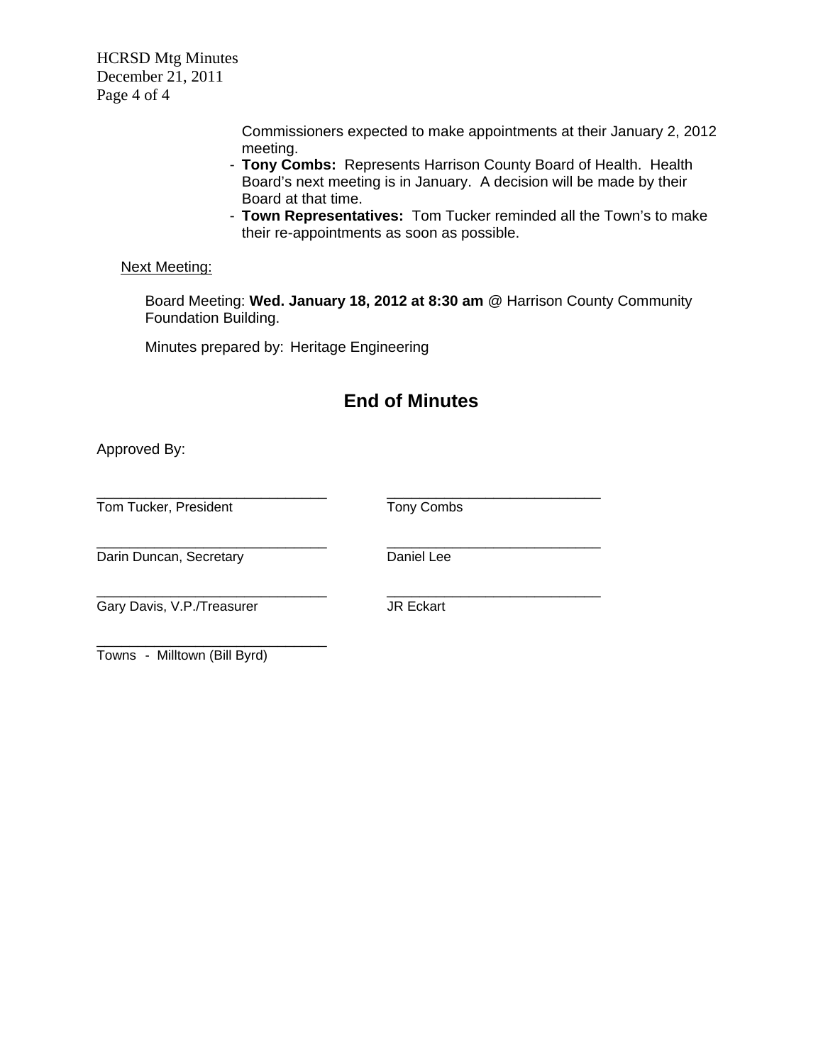Commissioners expected to make appointments at their January 2, 2012 meeting.

- **Tony Combs:** Represents Harrison County Board of Health. Health Board's next meeting is in January. A decision will be made by their Board at that time.
- **Town Representatives:** Tom Tucker reminded all the Town's to make their re-appointments as soon as possible.

Next Meeting:

Board Meeting: **Wed. January 18, 2012 at 8:30 am** @ Harrison County Community Foundation Building.

Minutes prepared by: Heritage Engineering

## End of Minutes

Approved By:

| | |
|---|---|
| \_\_\_\_\_\_\_\_\_\_\_\_\_\_\_\_\_\_\_\_\_\_\_\_\_\_\_\_ Tom Tucker, President | \_\_\_\_\_\_\_\_\_\_\_\_\_\_\_\_\_\_\_\_\_\_\_\_\_\_\_\_ Tony Combs |
| \_\_\_\_\_\_\_\_\_\_\_\_\_\_\_\_\_\_\_\_\_\_\_\_\_\_\_\_ Darin Duncan, Secretary | \_\_\_\_\_\_\_\_\_\_\_\_\_\_\_\_\_\_\_\_\_\_\_\_\_\_\_\_ Daniel Lee |
| \_\_\_\_\_\_\_\_\_\_\_\_\_\_\_\_\_\_\_\_\_\_\_\_\_\_\_\_ Gary Davis, V.P./Treasurer | \_\_\_\_\_\_\_\_\_\_\_\_\_\_\_\_\_\_\_\_\_\_\_\_\_\_\_\_ JR Eckart |
| \_\_\_\_\_\_\_\_\_\_\_\_\_\_\_\_\_\_\_\_\_\_\_\_\_\_\_\_ Towns - Milltown (Bill Byrd) | |